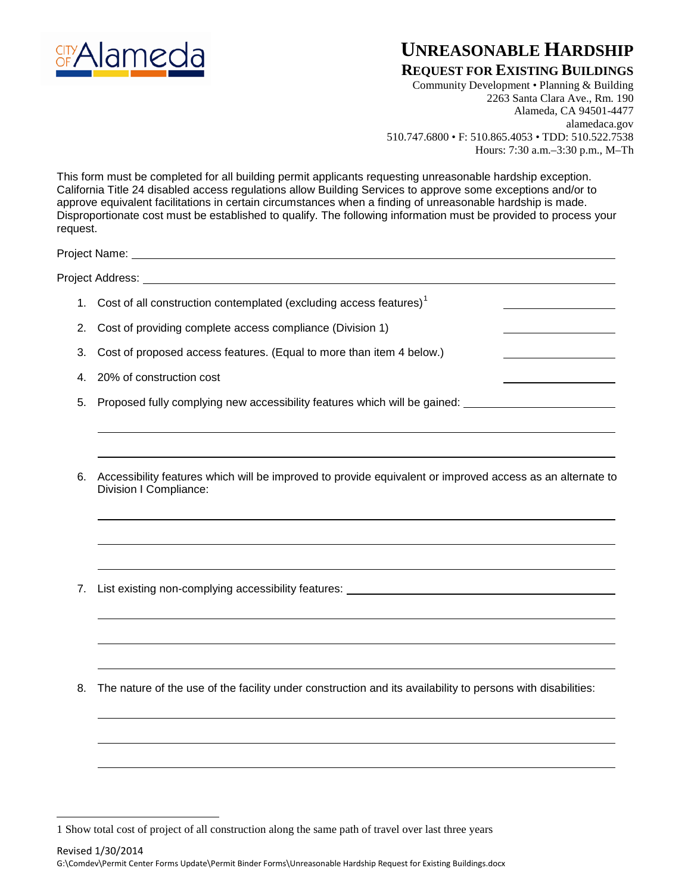CITY OF Alameda

# UNREASONABLE HARDSHIP
## REQUEST FOR EXISTING BUILDINGS

Community Development • Planning & Building
2263 Santa Clara Ave., Rm. 190
Alameda, CA 94501-4477
alamedaca.gov
510.747.6800 • F: 510.865.4053 • TDD: 510.522.7538
Hours: 7:30 a.m.–3:30 p.m., M–Th

This form must be completed for all building permit applicants requesting unreasonable hardship exception. California Title 24 disabled access regulations allow Building Services to approve some exceptions and/or to approve equivalent facilitations in certain circumstances when a finding of unreasonable hardship is made. Disproportionate cost must be established to qualify. The following information must be provided to process your request.

Project Name: ______________________________

Project Address: ______________________________

1. Cost of all construction contemplated (excluding access features)[1] ____________
2. Cost of providing complete access compliance (Division 1) ____________
3. Cost of proposed access features. (Equal to more than item 4 below.) ____________
4. 20% of construction cost ____________
5. Proposed fully complying new accessibility features which will be gained: ______________________________

______________________________

______________________________

6. Accessibility features which will be improved to provide equivalent or improved access as an alternate to Division I Compliance:

______________________________

______________________________

______________________________

7. List existing non-complying accessibility features: ______________________________

______________________________

______________________________

______________________________

8. The nature of the use of the facility under construction and its availability to persons with disabilities:

______________________________

______________________________

______________________________

1 Show total cost of project of all construction along the same path of travel over last three years

Revised 1/30/2014
G:\Comdev\Permit Center Forms Update\Permit Binder Forms\Unreasonable Hardship Request for Existing Buildings.docx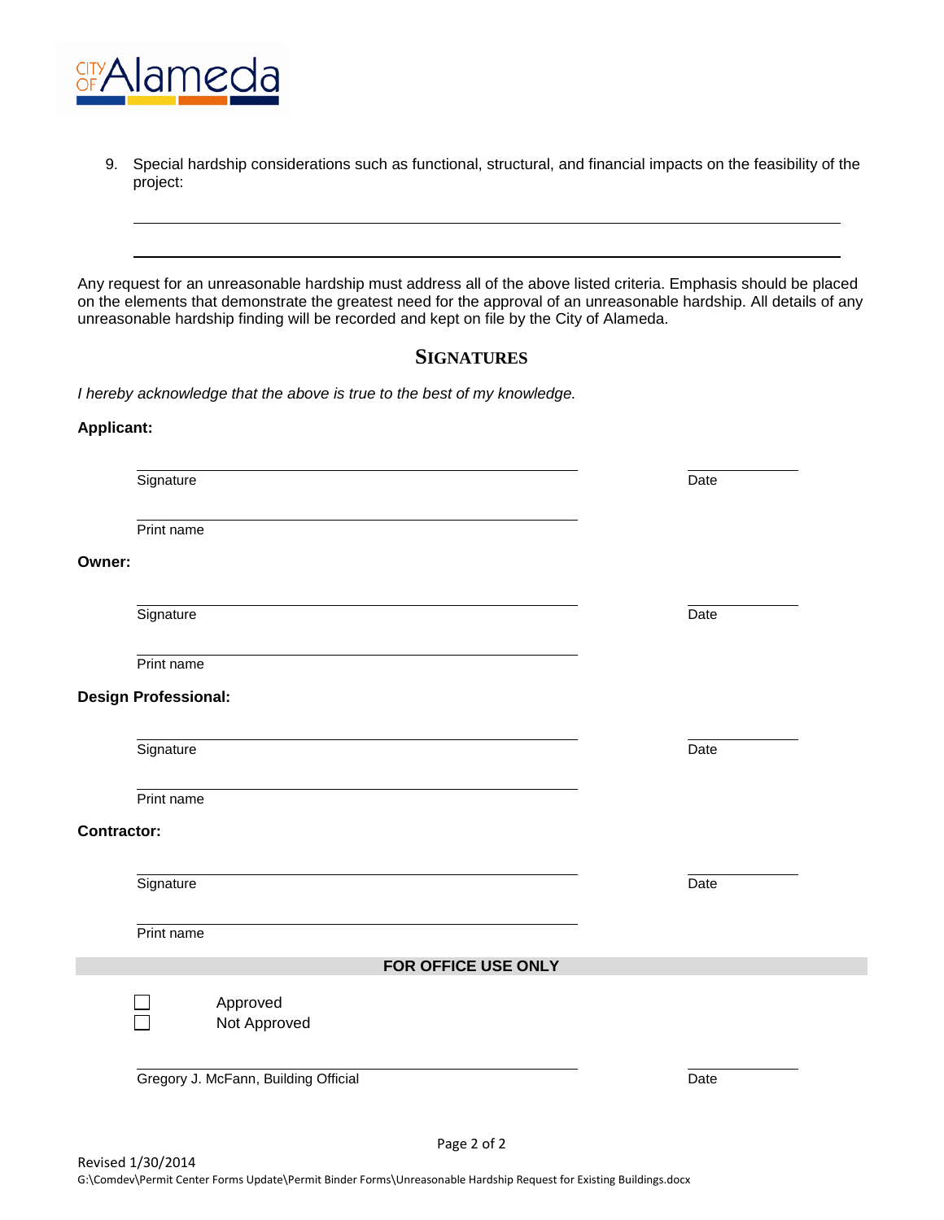9. Special hardship considerations such as functional, structural, and financial impacts on the feasibility of the project:

\_\_\_\_\_\_\_\_\_\_\_\_\_\_\_\_\_\_\_\_\_\_\_\_\_\_\_\_\_\_\_\_\_\_\_\_\_\_\_\_\_\_\_\_\_\_\_\_\_\_\_\_\_\_\_\_\_\_\_\_

\_\_\_\_\_\_\_\_\_\_\_\_\_\_\_\_\_\_\_\_\_\_\_\_\_\_\_\_\_\_\_\_\_\_\_\_\_\_\_\_\_\_\_\_\_\_\_\_\_\_\_\_\_\_\_\_\_\_\_\_

Any request for an unreasonable hardship must address all of the above listed criteria. Emphasis should be placed on the elements that demonstrate the greatest need for the approval of an unreasonable hardship. All details of any unreasonable hardship finding will be recorded and kept on file by the City of Alameda.

## SIGNATURES

*I hereby acknowledge that the above is true to the best of my knowledge.*

**Applicant:**

Signature \_\_\_\_\_\_\_\_\_\_\_\_\_\_\_\_\_\_\_\_\_\_\_\_ Date \_\_\_\_\_\_\_\_\_\_

Print name \_\_\_\_\_\_\_\_\_\_\_\_\_\_\_\_\_\_\_\_\_\_\_\_

**Owner:**

Signature \_\_\_\_\_\_\_\_\_\_\_\_\_\_\_\_\_\_\_\_\_\_\_\_ Date \_\_\_\_\_\_\_\_\_\_

Print name \_\_\_\_\_\_\_\_\_\_\_\_\_\_\_\_\_\_\_\_\_\_\_\_

**Design Professional:**

Signature \_\_\_\_\_\_\_\_\_\_\_\_\_\_\_\_\_\_\_\_\_\_\_\_ Date \_\_\_\_\_\_\_\_\_\_

Print name \_\_\_\_\_\_\_\_\_\_\_\_\_\_\_\_\_\_\_\_\_\_\_\_

**Contractor:**

Signature \_\_\_\_\_\_\_\_\_\_\_\_\_\_\_\_\_\_\_\_\_\_\_\_ Date \_\_\_\_\_\_\_\_\_\_

Print name \_\_\_\_\_\_\_\_\_\_\_\_\_\_\_\_\_\_\_\_\_\_\_\_

**FOR OFFICE USE ONLY**

☐ Approved
☐ Not Approved

Gregory J. McFann, Building Official \_\_\_\_\_\_\_\_\_\_\_\_\_\_\_\_\_\_\_\_\_\_\_\_ Date \_\_\_\_\_\_\_\_\_\_

Revised 1/30/2014
G:\Comdev\Permit Center Forms Update\Permit Binder Forms\Unreasonable Hardship Request for Existing Buildings.docx